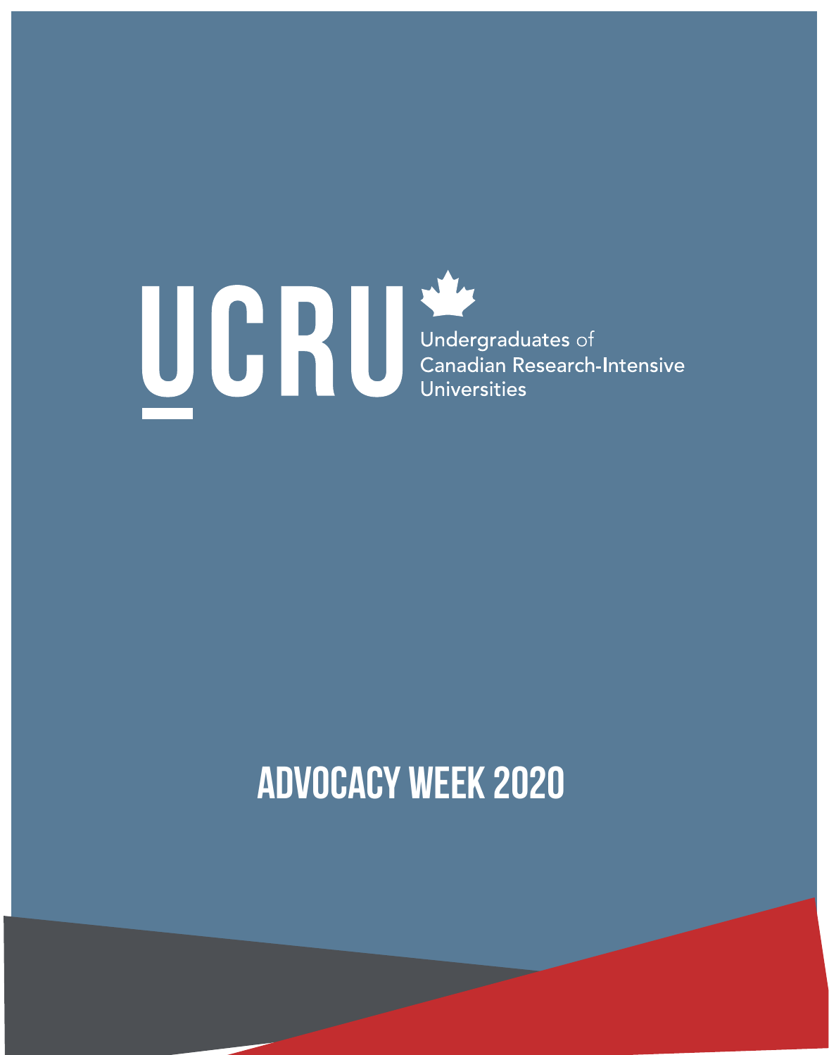# UCRU

Undergraduates of Canadian Research-Intensive Universities

## ADVOCACY WEEK 2020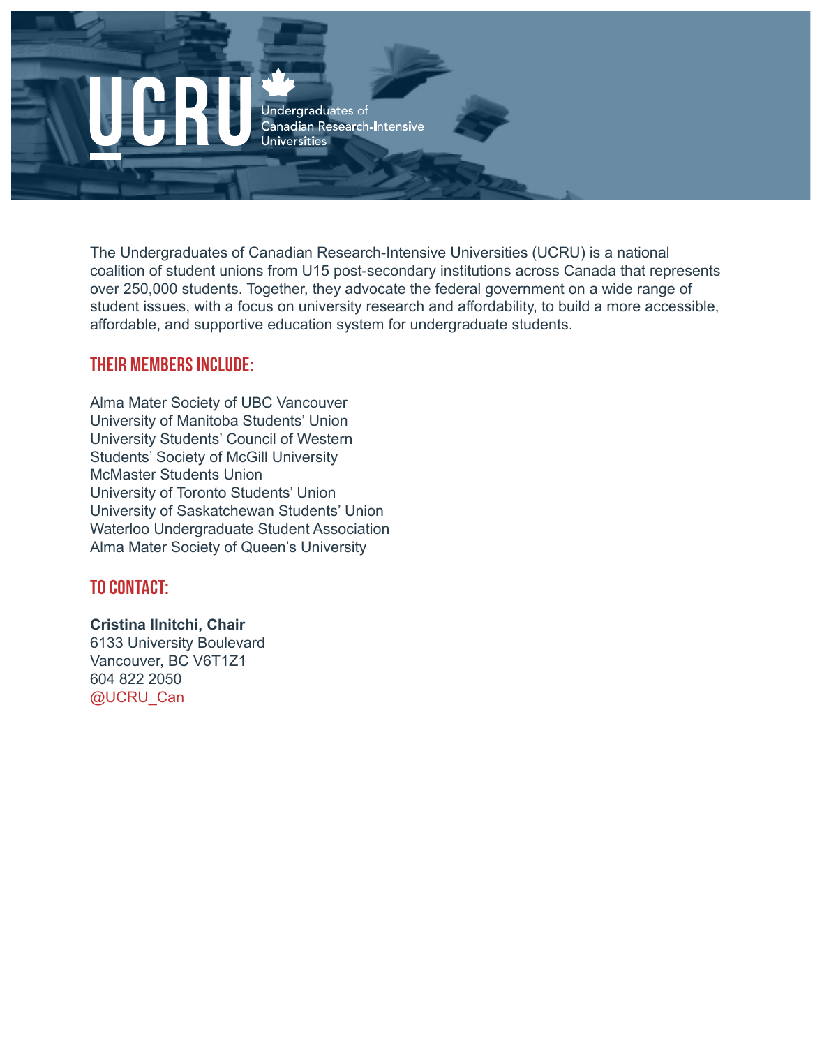# UCRU

Undergraduates of Canadian Research-Intensive Universities

The Undergraduates of Canadian Research-Intensive Universities (UCRU) is a national coalition of student unions from U15 post-secondary institutions across Canada that represents over 250,000 students. Together, they advocate the federal government on a wide range of student issues, with a focus on university research and affordability, to build a more accessible, affordable, and supportive education system for undergraduate students.

## THEIR MEMBERS INCLUDE:

Alma Mater Society of UBC Vancouver
University of Manitoba Students' Union
University Students' Council of Western
Students' Society of McGill University
McMaster Students Union
University of Toronto Students' Union
University of Saskatchewan Students' Union
Waterloo Undergraduate Student Association
Alma Mater Society of Queen's University

## TO CONTACT:

**Cristina Ilnitchi, Chair**
6133 University Boulevard
Vancouver, BC V6T1Z1
604 822 2050
@UCRU_Can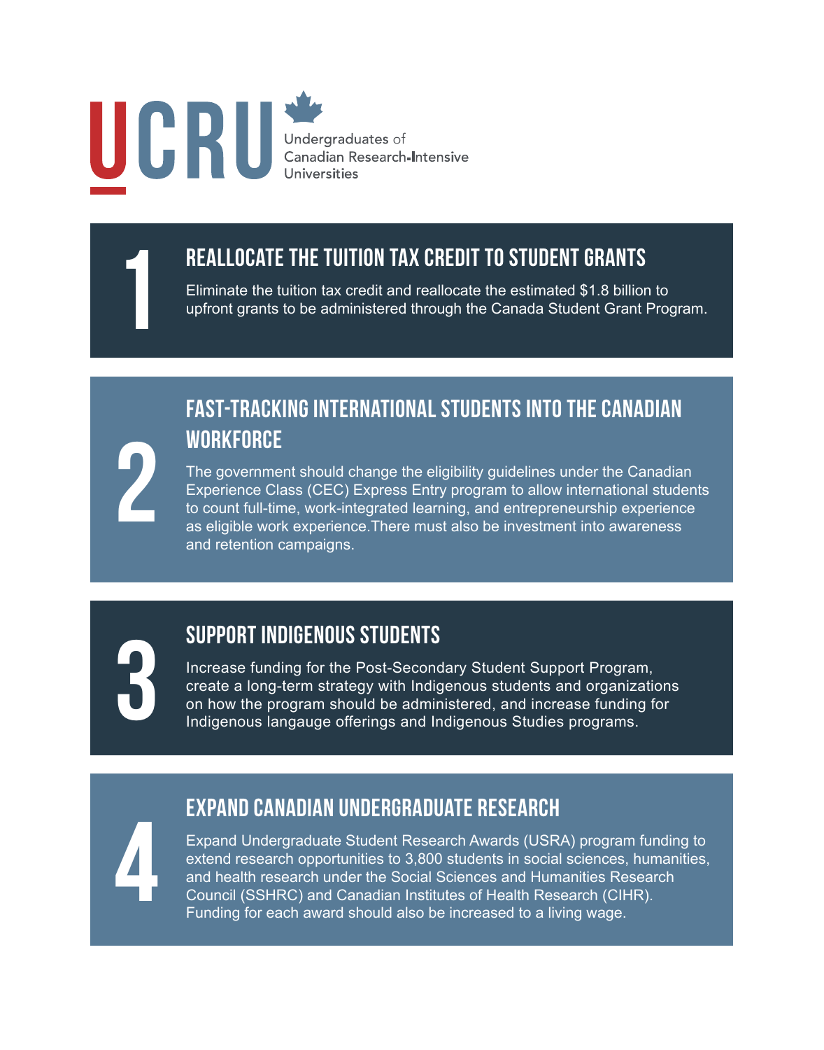UCRU

Undergraduates of Canadian Research-Intensive Universities

## 1 REALLOCATE THE TUITION TAX CREDIT TO STUDENT GRANTS

Eliminate the tuition tax credit and reallocate the estimated $1.8 billion to upfront grants to be administered through the Canada Student Grant Program.

## 2 FAST-TRACKING INTERNATIONAL STUDENTS INTO THE CANADIAN WORKFORCE

The government should change the eligibility guidelines under the Canadian Experience Class (CEC) Express Entry program to allow international students to count full-time, work-integrated learning, and entrepreneurship experience as eligible work experience.There must also be investment into awareness and retention campaigns.

## 3 SUPPORT INDIGENOUS STUDENTS

Increase funding for the Post-Secondary Student Support Program, create a long-term strategy with Indigenous students and organizations on how the program should be administered, and increase funding for Indigenous langauge offerings and Indigenous Studies programs.

## 4 EXPAND CANADIAN UNDERGRADUATE RESEARCH

Expand Undergraduate Student Research Awards (USRA) program funding to extend research opportunities to 3,800 students in social sciences, humanities, and health research under the Social Sciences and Humanities Research Council (SSHRC) and Canadian Institutes of Health Research (CIHR). Funding for each award should also be increased to a living wage.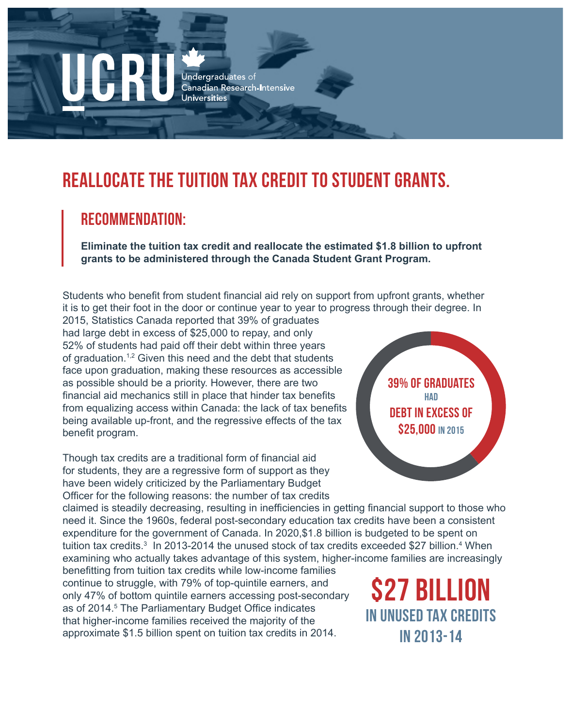UCRU

Undergraduates of Canadian Research-Intensive Universities

# REALLOCATE THE TUITION TAX CREDIT TO STUDENT GRANTS.

## RECOMMENDATION:

**Eliminate the tuition tax credit and reallocate the estimated $1.8 billion to upfront grants to be administered through the Canada Student Grant Program.**

Students who benefit from student financial aid rely on support from upfront grants, whether it is to get their foot in the door or continue year to year to progress through their degree. In 2015, Statistics Canada reported that 39% of graduates had large debt in excess of $25,000 to repay, and only 52% of students had paid off their debt within three years of graduation.[1,2] Given this need and the debt that students face upon graduation, making these resources as accessible as possible should be a priority. However, there are two financial aid mechanics still in place that hinder tax benefits from equalizing access within Canada: the lack of tax benefits being available up-front, and the regressive effects of the tax benefit program.

**39% OF GRADUATES HAD DEBT IN EXCESS OF $25,000 IN 2015**

Though tax credits are a traditional form of financial aid for students, they are a regressive form of support as they have been widely criticized by the Parliamentary Budget Officer for the following reasons: the number of tax credits claimed is steadily decreasing, resulting in inefficiencies in getting financial support to those who need it. Since the 1960s, federal post-secondary education tax credits have been a consistent expenditure for the government of Canada. In 2020,$1.8 billion is budgeted to be spent on tuition tax credits.[3] In 2013-2014 the unused stock of tax credits exceeded $27 billion.[4] When examining who actually takes advantage of this system, higher-income families are increasingly benefitting from tuition tax credits while low-income families continue to struggle, with 79% of top-quintile earners, and only 47% of bottom quintile earners accessing post-secondary as of 2014.[5] The Parliamentary Budget Office indicates that higher-income families received the majority of the approximate $1.5 billion spent on tuition tax credits in 2014.

**$27 BILLION IN UNUSED TAX CREDITS IN 2013-14**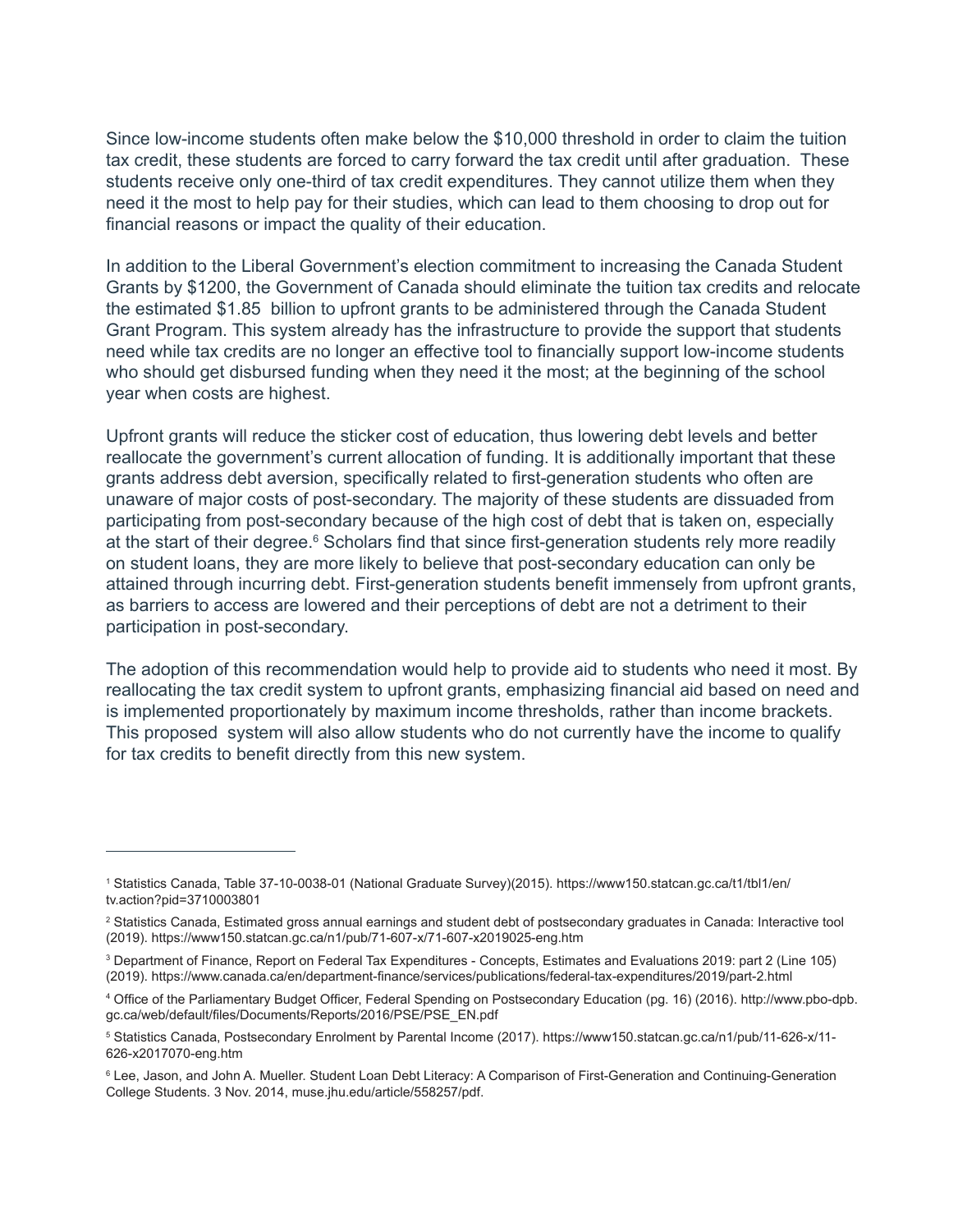Since low-income students often make below the $10,000 threshold in order to claim the tuition tax credit, these students are forced to carry forward the tax credit until after graduation. These students receive only one-third of tax credit expenditures. They cannot utilize them when they need it the most to help pay for their studies, which can lead to them choosing to drop out for financial reasons or impact the quality of their education.

In addition to the Liberal Government's election commitment to increasing the Canada Student Grants by $1200, the Government of Canada should eliminate the tuition tax credits and relocate the estimated $1.85 billion to upfront grants to be administered through the Canada Student Grant Program. This system already has the infrastructure to provide the support that students need while tax credits are no longer an effective tool to financially support low-income students who should get disbursed funding when they need it the most; at the beginning of the school year when costs are highest.

Upfront grants will reduce the sticker cost of education, thus lowering debt levels and better reallocate the government's current allocation of funding. It is additionally important that these grants address debt aversion, specifically related to first-generation students who often are unaware of major costs of post-secondary. The majority of these students are dissuaded from participating from post-secondary because of the high cost of debt that is taken on, especially at the start of their degree.[6] Scholars find that since first-generation students rely more readily on student loans, they are more likely to believe that post-secondary education can only be attained through incurring debt. First-generation students benefit immensely from upfront grants, as barriers to access are lowered and their perceptions of debt are not a detriment to their participation in post-secondary.

The adoption of this recommendation would help to provide aid to students who need it most. By reallocating the tax credit system to upfront grants, emphasizing financial aid based on need and is implemented proportionately by maximum income thresholds, rather than income brackets. This proposed system will also allow students who do not currently have the income to qualify for tax credits to benefit directly from this new system.

---

[1] Statistics Canada, Table 37-10-0038-01 (National Graduate Survey)(2015). https://www150.statcan.gc.ca/t1/tbl1/en/tv.action?pid=3710003801

[2] Statistics Canada, Estimated gross annual earnings and student debt of postsecondary graduates in Canada: Interactive tool (2019). https://www150.statcan.gc.ca/n1/pub/71-607-x/71-607-x2019025-eng.htm

[3] Department of Finance, Report on Federal Tax Expenditures - Concepts, Estimates and Evaluations 2019: part 2 (Line 105) (2019). https://www.canada.ca/en/department-finance/services/publications/federal-tax-expenditures/2019/part-2.html

[4] Office of the Parliamentary Budget Officer, Federal Spending on Postsecondary Education (pg. 16) (2016). http://www.pbo-dpb.gc.ca/web/default/files/Documents/Reports/2016/PSE/PSE_EN.pdf

[5] Statistics Canada, Postsecondary Enrolment by Parental Income (2017). https://www150.statcan.gc.ca/n1/pub/11-626-x/11-626-x2017070-eng.htm

[6] Lee, Jason, and John A. Mueller. Student Loan Debt Literacy: A Comparison of First-Generation and Continuing-Generation College Students. 3 Nov. 2014, muse.jhu.edu/article/558257/pdf.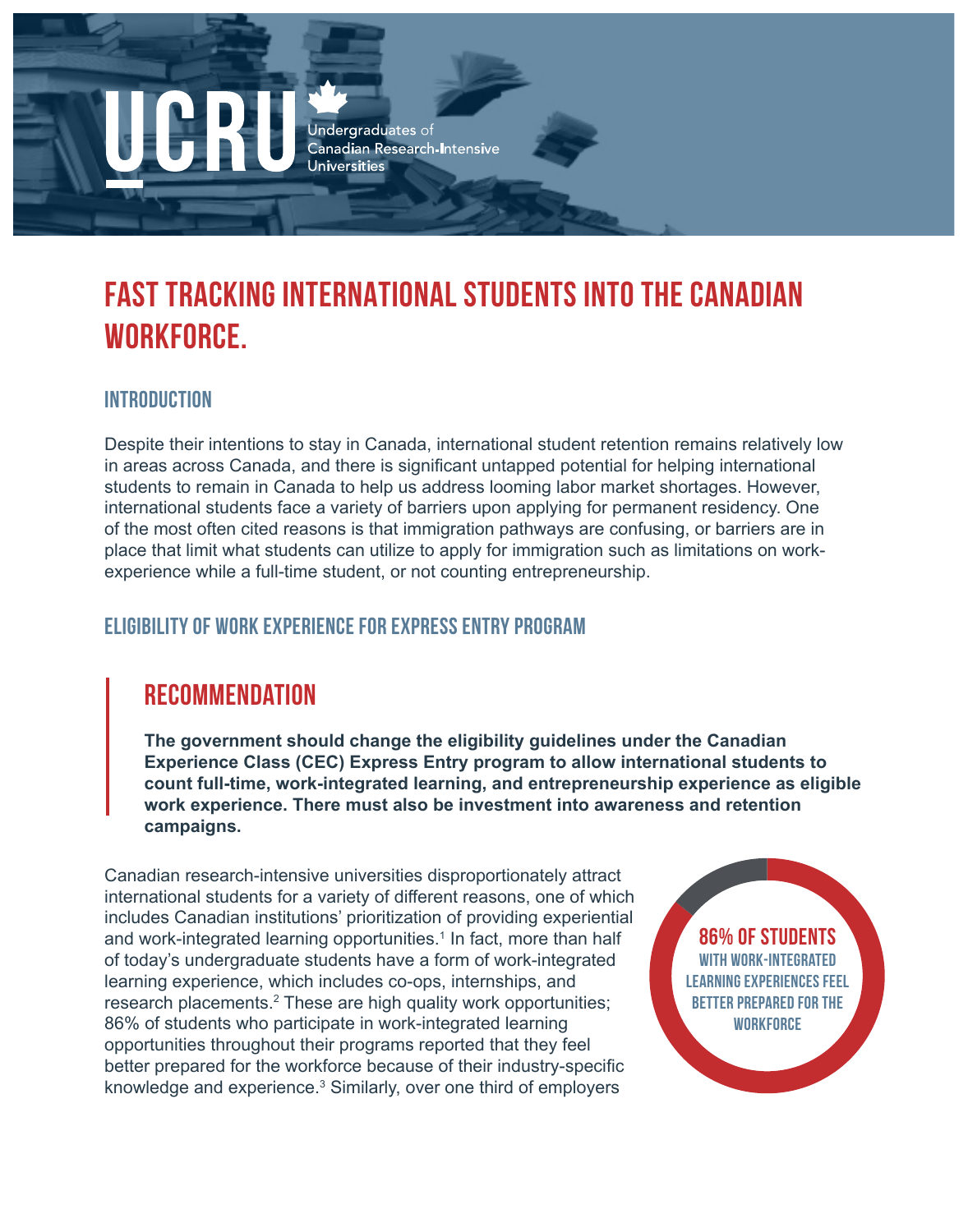UCRU

Undergraduates of Canadian Research-Intensive Universities

# FAST TRACKING INTERNATIONAL STUDENTS INTO THE CANADIAN WORKFORCE.

## INTRODUCTION

Despite their intentions to stay in Canada, international student retention remains relatively low in areas across Canada, and there is significant untapped potential for helping international students to remain in Canada to help us address looming labor market shortages. However, international students face a variety of barriers upon applying for permanent residency. One of the most often cited reasons is that immigration pathways are confusing, or barriers are in place that limit what students can utilize to apply for immigration such as limitations on work-experience while a full-time student, or not counting entrepreneurship.

## ELIGIBILITY OF WORK EXPERIENCE FOR EXPRESS ENTRY PROGRAM

### RECOMMENDATION

**The government should change the eligibility guidelines under the Canadian Experience Class (CEC) Express Entry program to allow international students to count full-time, work-integrated learning, and entrepreneurship experience as eligible work experience. There must also be investment into awareness and retention campaigns.**

Canadian research-intensive universities disproportionately attract international students for a variety of different reasons, one of which includes Canadian institutions' prioritization of providing experiential and work-integrated learning opportunities.[1] In fact, more than half of today's undergraduate students have a form of work-integrated learning experience, which includes co-ops, internships, and research placements.[2] These are high quality work opportunities; 86% of students who participate in work-integrated learning opportunities throughout their programs reported that they feel better prepared for the workforce because of their industry-specific knowledge and experience.[3] Similarly, over one third of employers

**86% OF STUDENTS** WITH WORK-INTEGRATED LEARNING EXPERIENCES FEEL BETTER PREPARED FOR THE WORKFORCE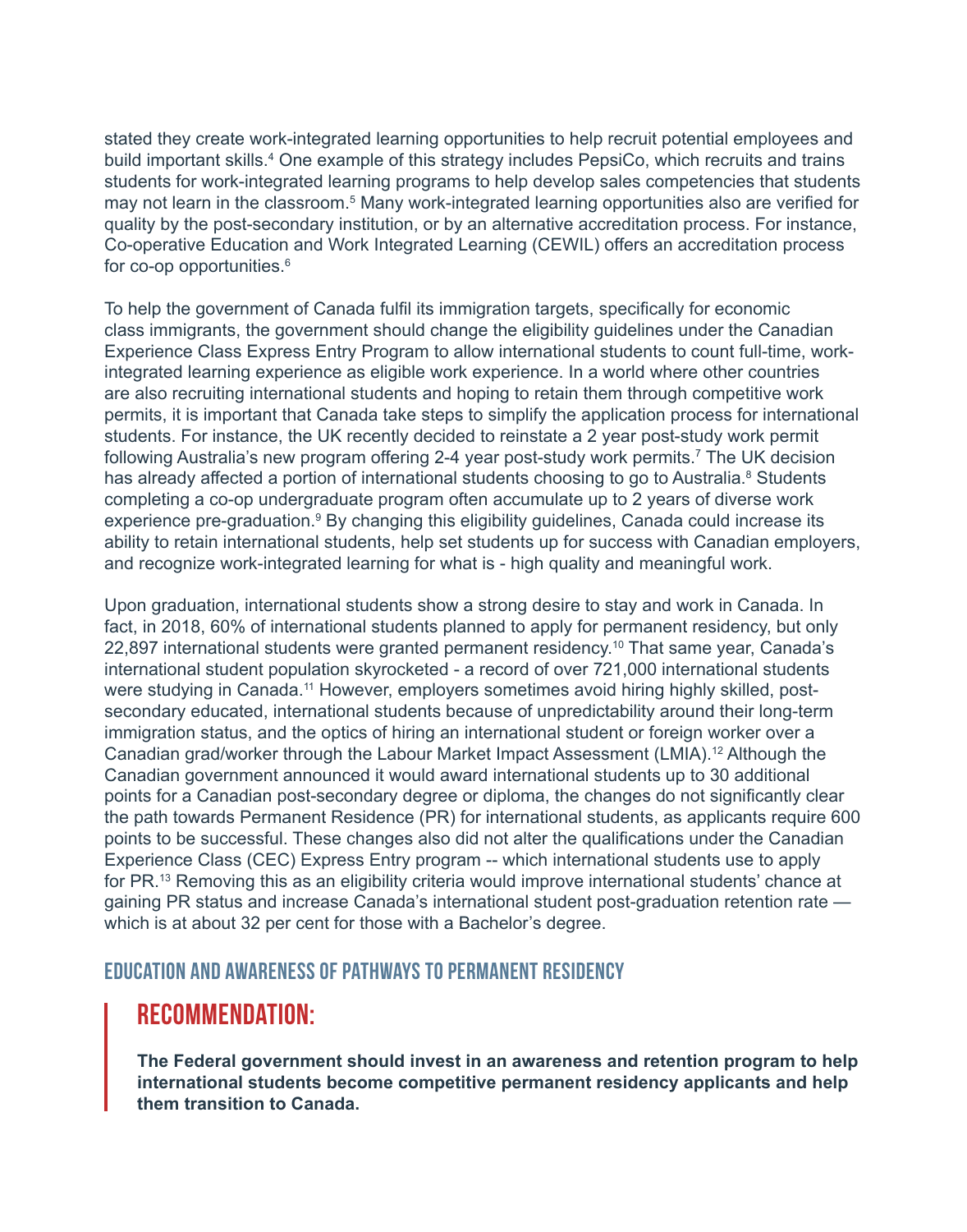stated they create work-integrated learning opportunities to help recruit potential employees and build important skills.[4] One example of this strategy includes PepsiCo, which recruits and trains students for work-integrated learning programs to help develop sales competencies that students may not learn in the classroom.[5] Many work-integrated learning opportunities also are verified for quality by the post-secondary institution, or by an alternative accreditation process. For instance, Co-operative Education and Work Integrated Learning (CEWIL) offers an accreditation process for co-op opportunities.[6]

To help the government of Canada fulfil its immigration targets, specifically for economic class immigrants, the government should change the eligibility guidelines under the Canadian Experience Class Express Entry Program to allow international students to count full-time, work-integrated learning experience as eligible work experience. In a world where other countries are also recruiting international students and hoping to retain them through competitive work permits, it is important that Canada take steps to simplify the application process for international students. For instance, the UK recently decided to reinstate a 2 year post-study work permit following Australia's new program offering 2-4 year post-study work permits.[7] The UK decision has already affected a portion of international students choosing to go to Australia.[8] Students completing a co-op undergraduate program often accumulate up to 2 years of diverse work experience pre-graduation.[9] By changing this eligibility guidelines, Canada could increase its ability to retain international students, help set students up for success with Canadian employers, and recognize work-integrated learning for what is - high quality and meaningful work.

Upon graduation, international students show a strong desire to stay and work in Canada. In fact, in 2018, 60% of international students planned to apply for permanent residency, but only 22,897 international students were granted permanent residency.[10] That same year, Canada's international student population skyrocketed - a record of over 721,000 international students were studying in Canada.[11] However, employers sometimes avoid hiring highly skilled, post-secondary educated, international students because of unpredictability around their long-term immigration status, and the optics of hiring an international student or foreign worker over a Canadian grad/worker through the Labour Market Impact Assessment (LMIA).[12] Although the Canadian government announced it would award international students up to 30 additional points for a Canadian post-secondary degree or diploma, the changes do not significantly clear the path towards Permanent Residence (PR) for international students, as applicants require 600 points to be successful. These changes also did not alter the qualifications under the Canadian Experience Class (CEC) Express Entry program -- which international students use to apply for PR.[13] Removing this as an eligibility criteria would improve international students' chance at gaining PR status and increase Canada's international student post-graduation retention rate — which is at about 32 per cent for those with a Bachelor's degree.

### EDUCATION AND AWARENESS OF PATHWAYS TO PERMANENT RESIDENCY

## RECOMMENDATION:

**The Federal government should invest in an awareness and retention program to help international students become competitive permanent residency applicants and help them transition to Canada.**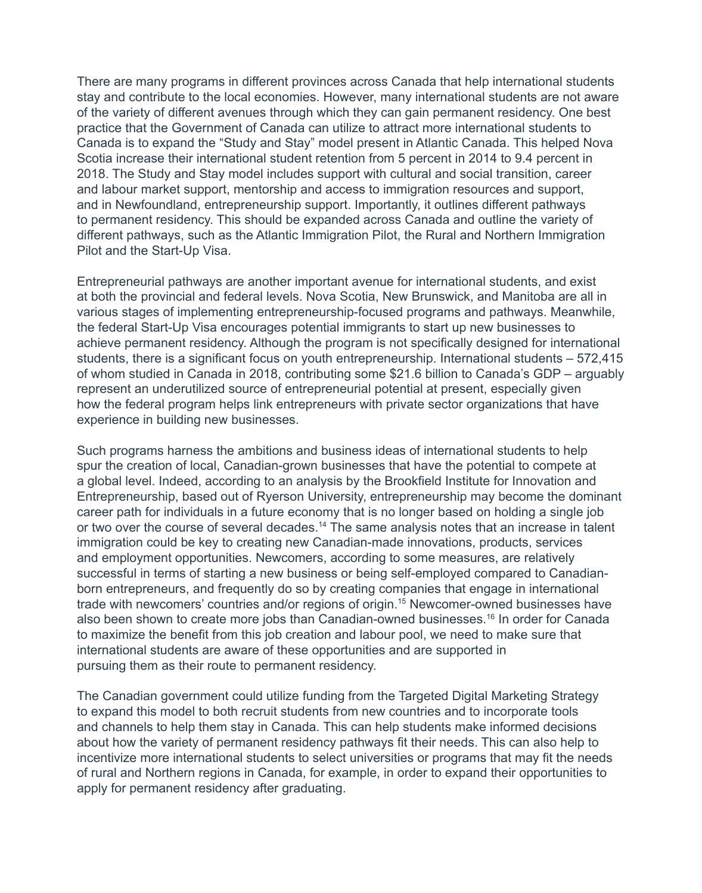There are many programs in different provinces across Canada that help international students stay and contribute to the local economies. However, many international students are not aware of the variety of different avenues through which they can gain permanent residency. One best practice that the Government of Canada can utilize to attract more international students to Canada is to expand the "Study and Stay" model present in Atlantic Canada. This helped Nova Scotia increase their international student retention from 5 percent in 2014 to 9.4 percent in 2018. The Study and Stay model includes support with cultural and social transition, career and labour market support, mentorship and access to immigration resources and support, and in Newfoundland, entrepreneurship support. Importantly, it outlines different pathways to permanent residency. This should be expanded across Canada and outline the variety of different pathways, such as the Atlantic Immigration Pilot, the Rural and Northern Immigration Pilot and the Start-Up Visa.

Entrepreneurial pathways are another important avenue for international students, and exist at both the provincial and federal levels. Nova Scotia, New Brunswick, and Manitoba are all in various stages of implementing entrepreneurship-focused programs and pathways. Meanwhile, the federal Start-Up Visa encourages potential immigrants to start up new businesses to achieve permanent residency. Although the program is not specifically designed for international students, there is a significant focus on youth entrepreneurship. International students – 572,415 of whom studied in Canada in 2018, contributing some $21.6 billion to Canada's GDP – arguably represent an underutilized source of entrepreneurial potential at present, especially given how the federal program helps link entrepreneurs with private sector organizations that have experience in building new businesses.

Such programs harness the ambitions and business ideas of international students to help spur the creation of local, Canadian-grown businesses that have the potential to compete at a global level. Indeed, according to an analysis by the Brookfield Institute for Innovation and Entrepreneurship, based out of Ryerson University, entrepreneurship may become the dominant career path for individuals in a future economy that is no longer based on holding a single job or two over the course of several decades.[14] The same analysis notes that an increase in talent immigration could be key to creating new Canadian-made innovations, products, services and employment opportunities. Newcomers, according to some measures, are relatively successful in terms of starting a new business or being self-employed compared to Canadian-born entrepreneurs, and frequently do so by creating companies that engage in international trade with newcomers' countries and/or regions of origin.[15] Newcomer-owned businesses have also been shown to create more jobs than Canadian-owned businesses.[16] In order for Canada to maximize the benefit from this job creation and labour pool, we need to make sure that international students are aware of these opportunities and are supported in pursuing them as their route to permanent residency.

The Canadian government could utilize funding from the Targeted Digital Marketing Strategy to expand this model to both recruit students from new countries and to incorporate tools and channels to help them stay in Canada. This can help students make informed decisions about how the variety of permanent residency pathways fit their needs. This can also help to incentivize more international students to select universities or programs that may fit the needs of rural and Northern regions in Canada, for example, in order to expand their opportunities to apply for permanent residency after graduating.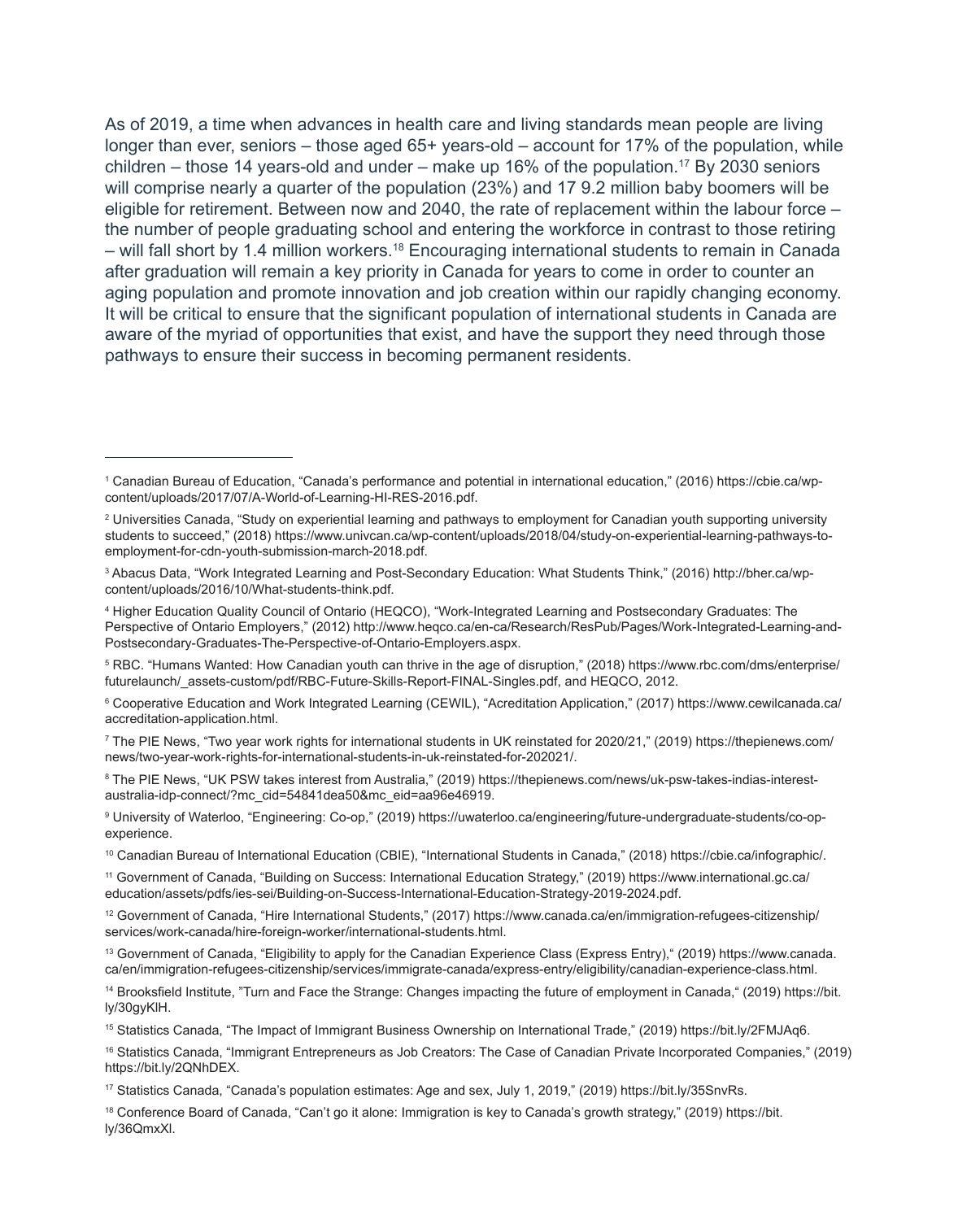As of 2019, a time when advances in health care and living standards mean people are living longer than ever, seniors – those aged 65+ years-old – account for 17% of the population, while children – those 14 years-old and under – make up 16% of the population.[17] By 2030 seniors will comprise nearly a quarter of the population (23%) and 17 9.2 million baby boomers will be eligible for retirement. Between now and 2040, the rate of replacement within the labour force – the number of people graduating school and entering the workforce in contrast to those retiring – will fall short by 1.4 million workers.[18] Encouraging international students to remain in Canada after graduation will remain a key priority in Canada for years to come in order to counter an aging population and promote innovation and job creation within our rapidly changing economy. It will be critical to ensure that the significant population of international students in Canada are aware of the myriad of opportunities that exist, and have the support they need through those pathways to ensure their success in becoming permanent residents.

---

[1] Canadian Bureau of Education, "Canada's performance and potential in international education," (2016) https://cbie.ca/wp-content/uploads/2017/07/A-World-of-Learning-HI-RES-2016.pdf.

[2] Universities Canada, "Study on experiential learning and pathways to employment for Canadian youth supporting university students to succeed," (2018) https://www.univcan.ca/wp-content/uploads/2018/04/study-on-experiential-learning-pathways-to-employment-for-cdn-youth-submission-march-2018.pdf.

[3] Abacus Data, "Work Integrated Learning and Post-Secondary Education: What Students Think," (2016) http://bher.ca/wp-content/uploads/2016/10/What-students-think.pdf.

[4] Higher Education Quality Council of Ontario (HEQCO), "Work-Integrated Learning and Postsecondary Graduates: The Perspective of Ontario Employers," (2012) http://www.heqco.ca/en-ca/Research/ResPub/Pages/Work-Integrated-Learning-and-Postsecondary-Graduates-The-Perspective-of-Ontario-Employers.aspx.

[5] RBC. "Humans Wanted: How Canadian youth can thrive in the age of disruption," (2018) https://www.rbc.com/dms/enterprise/futurelaunch/_assets-custom/pdf/RBC-Future-Skills-Report-FINAL-Singles.pdf, and HEQCO, 2012.

[6] Cooperative Education and Work Integrated Learning (CEWIL), "Acreditation Application," (2017) https://www.cewilcanada.ca/accreditation-application.html.

[7] The PIE News, "Two year work rights for international students in UK reinstated for 2020/21," (2019) https://thepienews.com/news/two-year-work-rights-for-international-students-in-uk-reinstated-for-202021/.

[8] The PIE News, "UK PSW takes interest from Australia," (2019) https://thepienews.com/news/uk-psw-takes-indias-interest-australia-idp-connect/?mc_cid=54841dea50&mc_eid=aa96e46919.

[9] University of Waterloo, "Engineering: Co-op," (2019) https://uwaterloo.ca/engineering/future-undergraduate-students/co-op-experience.

[10] Canadian Bureau of International Education (CBIE), "International Students in Canada," (2018) https://cbie.ca/infographic/.

[11] Government of Canada, "Building on Success: International Education Strategy," (2019) https://www.international.gc.ca/education/assets/pdfs/ies-sei/Building-on-Success-International-Education-Strategy-2019-2024.pdf.

[12] Government of Canada, "Hire International Students," (2017) https://www.canada.ca/en/immigration-refugees-citizenship/services/work-canada/hire-foreign-worker/international-students.html.

[13] Government of Canada, "Eligibility to apply for the Canadian Experience Class (Express Entry)," (2019) https://www.canada.ca/en/immigration-refugees-citizenship/services/immigrate-canada/express-entry/eligibility/canadian-experience-class.html.

[14] Brooksfield Institute, "Turn and Face the Strange: Changes impacting the future of employment in Canada," (2019) https://bit.ly/30gyKlH.

[15] Statistics Canada, "The Impact of Immigrant Business Ownership on International Trade," (2019) https://bit.ly/2FMJAq6.

[16] Statistics Canada, "Immigrant Entrepreneurs as Job Creators: The Case of Canadian Private Incorporated Companies," (2019) https://bit.ly/2QNhDEX.

[17] Statistics Canada, "Canada's population estimates: Age and sex, July 1, 2019," (2019) https://bit.ly/35SnvRs.

[18] Conference Board of Canada, "Can't go it alone: Immigration is key to Canada's growth strategy," (2019) https://bit.ly/36QmxXl.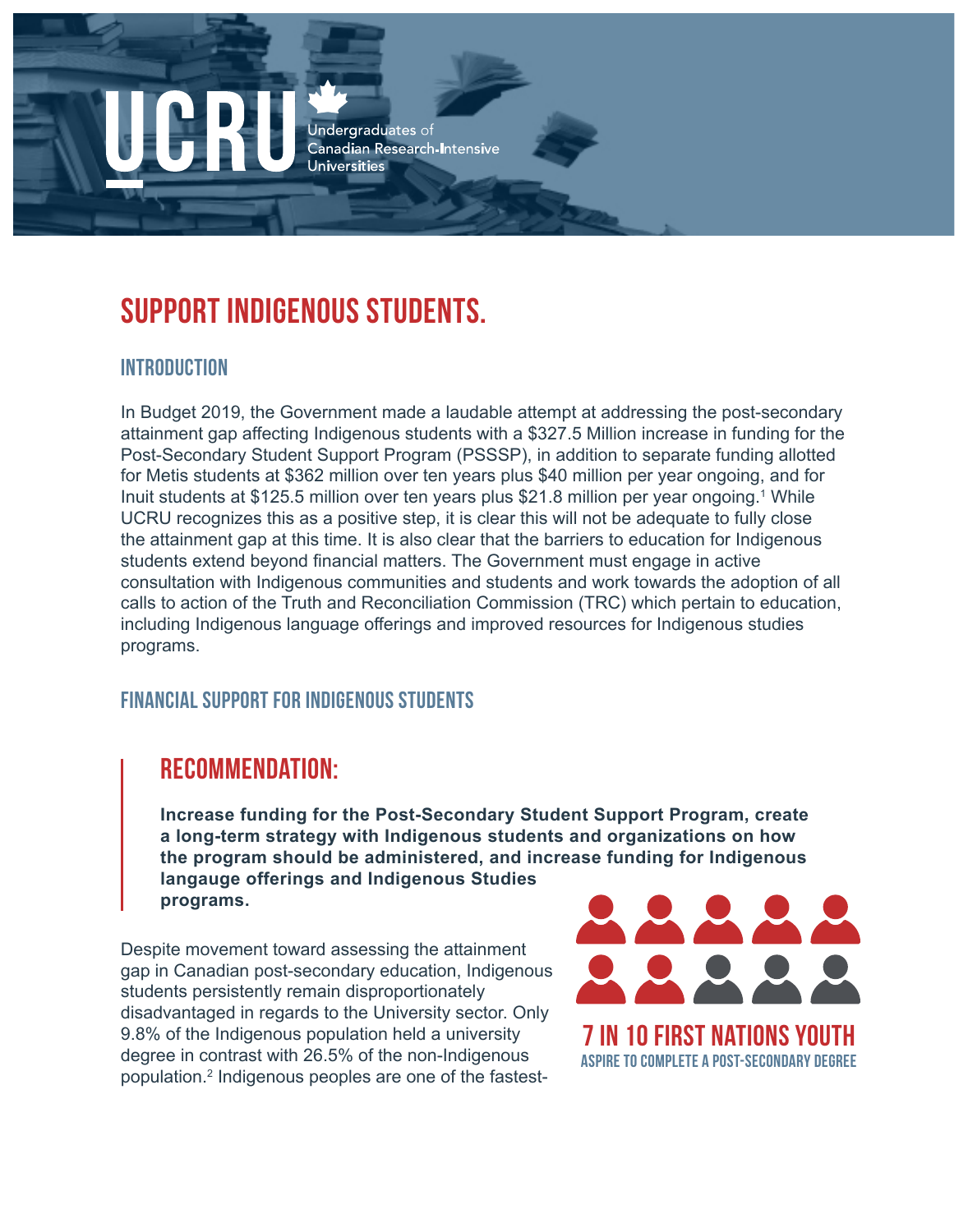UCRU

Undergraduates of Canadian Research-Intensive Universities

# SUPPORT INDIGENOUS STUDENTS.

## INTRODUCTION

In Budget 2019, the Government made a laudable attempt at addressing the post-secondary attainment gap affecting Indigenous students with a $327.5 Million increase in funding for the Post-Secondary Student Support Program (PSSSP), in addition to separate funding allotted for Metis students at $362 million over ten years plus $40 million per year ongoing, and for Inuit students at $125.5 million over ten years plus $21.8 million per year ongoing.[1] While UCRU recognizes this as a positive step, it is clear this will not be adequate to fully close the attainment gap at this time. It is also clear that the barriers to education for Indigenous students extend beyond financial matters. The Government must engage in active consultation with Indigenous communities and students and work towards the adoption of all calls to action of the Truth and Reconciliation Commission (TRC) which pertain to education, including Indigenous language offerings and improved resources for Indigenous studies programs.

## FINANCIAL SUPPORT FOR INDIGENOUS STUDENTS

### RECOMMENDATION:

**Increase funding for the Post-Secondary Student Support Program, create a long-term strategy with Indigenous students and organizations on how the program should be administered, and increase funding for Indigenous langauge offerings and Indigenous Studies programs.**

Despite movement toward assessing the attainment gap in Canadian post-secondary education, Indigenous students persistently remain disproportionately disadvantaged in regards to the University sector. Only 9.8% of the Indigenous population held a university degree in contrast with 26.5% of the non-Indigenous population.[2] Indigenous peoples are one of the fastest-

**7 IN 10 FIRST NATIONS YOUTH**
ASPIRE TO COMPLETE A POST-SECONDARY DEGREE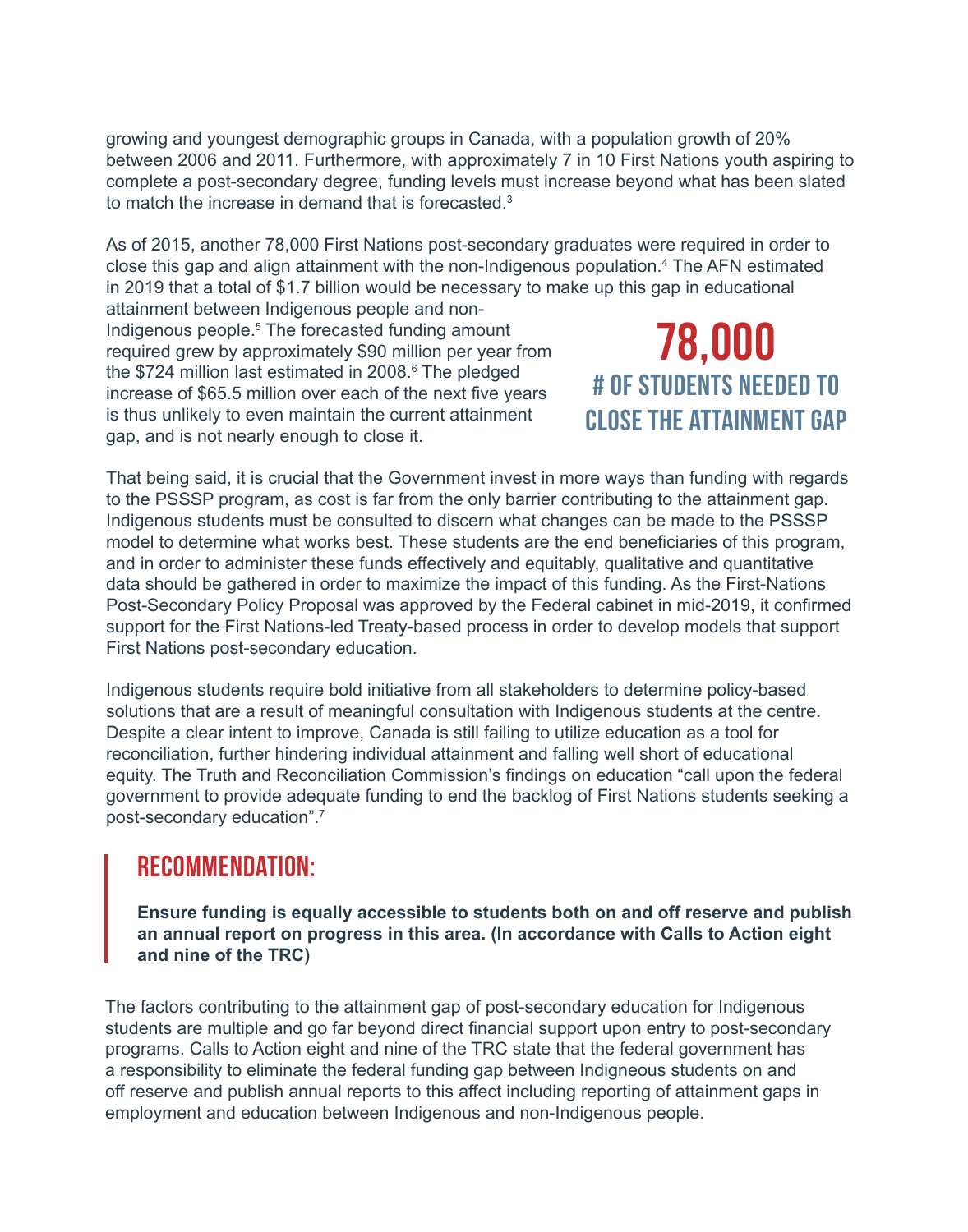growing and youngest demographic groups in Canada, with a population growth of 20% between 2006 and 2011. Furthermore, with approximately 7 in 10 First Nations youth aspiring to complete a post-secondary degree, funding levels must increase beyond what has been slated to match the increase in demand that is forecasted.[3]

As of 2015, another 78,000 First Nations post-secondary graduates were required in order to close this gap and align attainment with the non-Indigenous population.[4] The AFN estimated in 2019 that a total of $1.7 billion would be necessary to make up this gap in educational attainment between Indigenous people and non-Indigenous people.[5] The forecasted funding amount required grew by approximately $90 million per year from the $724 million last estimated in 2008.[6] The pledged increase of $65.5 million over each of the next five years is thus unlikely to even maintain the current attainment gap, and is not nearly enough to close it.

**78,000**
**# OF STUDENTS NEEDED TO CLOSE THE ATTAINMENT GAP**

That being said, it is crucial that the Government invest in more ways than funding with regards to the PSSSP program, as cost is far from the only barrier contributing to the attainment gap. Indigenous students must be consulted to discern what changes can be made to the PSSSP model to determine what works best. These students are the end beneficiaries of this program, and in order to administer these funds effectively and equitably, qualitative and quantitative data should be gathered in order to maximize the impact of this funding. As the First-Nations Post-Secondary Policy Proposal was approved by the Federal cabinet in mid-2019, it confirmed support for the First Nations-led Treaty-based process in order to develop models that support First Nations post-secondary education.

Indigenous students require bold initiative from all stakeholders to determine policy-based solutions that are a result of meaningful consultation with Indigenous students at the centre. Despite a clear intent to improve, Canada is still failing to utilize education as a tool for reconciliation, further hindering individual attainment and falling well short of educational equity. The Truth and Reconciliation Commission's findings on education "call upon the federal government to provide adequate funding to end the backlog of First Nations students seeking a post-secondary education".[7]

## RECOMMENDATION:

**Ensure funding is equally accessible to students both on and off reserve and publish an annual report on progress in this area. (In accordance with Calls to Action eight and nine of the TRC)**

The factors contributing to the attainment gap of post-secondary education for Indigenous students are multiple and go far beyond direct financial support upon entry to post-secondary programs. Calls to Action eight and nine of the TRC state that the federal government has a responsibility to eliminate the federal funding gap between Indigneous students on and off reserve and publish annual reports to this affect including reporting of attainment gaps in employment and education between Indigenous and non-Indigenous people.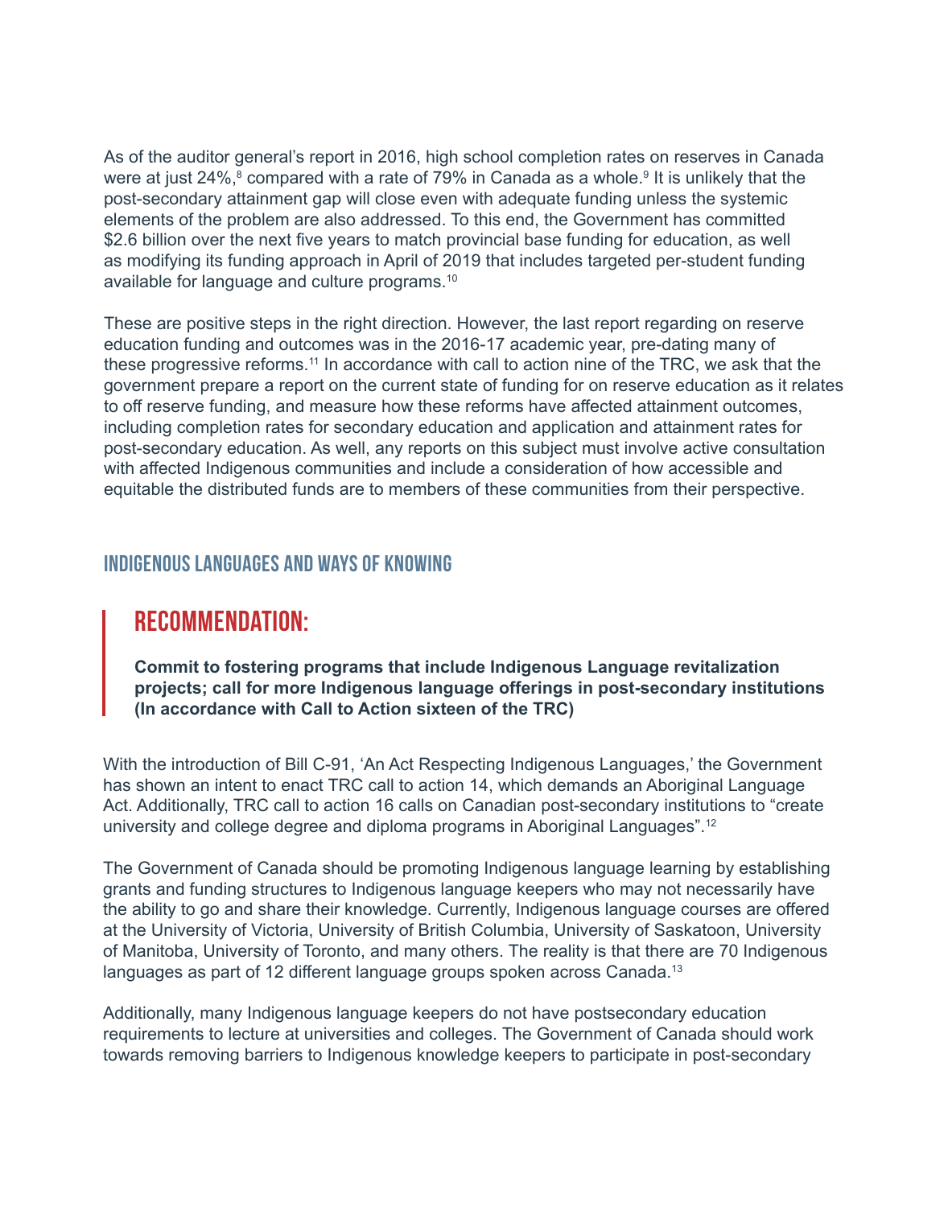As of the auditor general's report in 2016, high school completion rates on reserves in Canada were at just 24%,[8] compared with a rate of 79% in Canada as a whole.[9] It is unlikely that the post-secondary attainment gap will close even with adequate funding unless the systemic elements of the problem are also addressed. To this end, the Government has committed $2.6 billion over the next five years to match provincial base funding for education, as well as modifying its funding approach in April of 2019 that includes targeted per-student funding available for language and culture programs.[10]

These are positive steps in the right direction. However, the last report regarding on reserve education funding and outcomes was in the 2016-17 academic year, pre-dating many of these progressive reforms.[11] In accordance with call to action nine of the TRC, we ask that the government prepare a report on the current state of funding for on reserve education as it relates to off reserve funding, and measure how these reforms have affected attainment outcomes, including completion rates for secondary education and application and attainment rates for post-secondary education. As well, any reports on this subject must involve active consultation with affected Indigenous communities and include a consideration of how accessible and equitable the distributed funds are to members of these communities from their perspective.

## INDIGENOUS LANGUAGES AND WAYS OF KNOWING

### RECOMMENDATION:

**Commit to fostering programs that include Indigenous Language revitalization projects; call for more Indigenous language offerings in post-secondary institutions (In accordance with Call to Action sixteen of the TRC)**

With the introduction of Bill C-91, 'An Act Respecting Indigenous Languages,' the Government has shown an intent to enact TRC call to action 14, which demands an Aboriginal Language Act. Additionally, TRC call to action 16 calls on Canadian post-secondary institutions to "create university and college degree and diploma programs in Aboriginal Languages".[12]

The Government of Canada should be promoting Indigenous language learning by establishing grants and funding structures to Indigenous language keepers who may not necessarily have the ability to go and share their knowledge. Currently, Indigenous language courses are offered at the University of Victoria, University of British Columbia, University of Saskatoon, University of Manitoba, University of Toronto, and many others. The reality is that there are 70 Indigenous languages as part of 12 different language groups spoken across Canada.[13]

Additionally, many Indigenous language keepers do not have postsecondary education requirements to lecture at universities and colleges. The Government of Canada should work towards removing barriers to Indigenous knowledge keepers to participate in post-secondary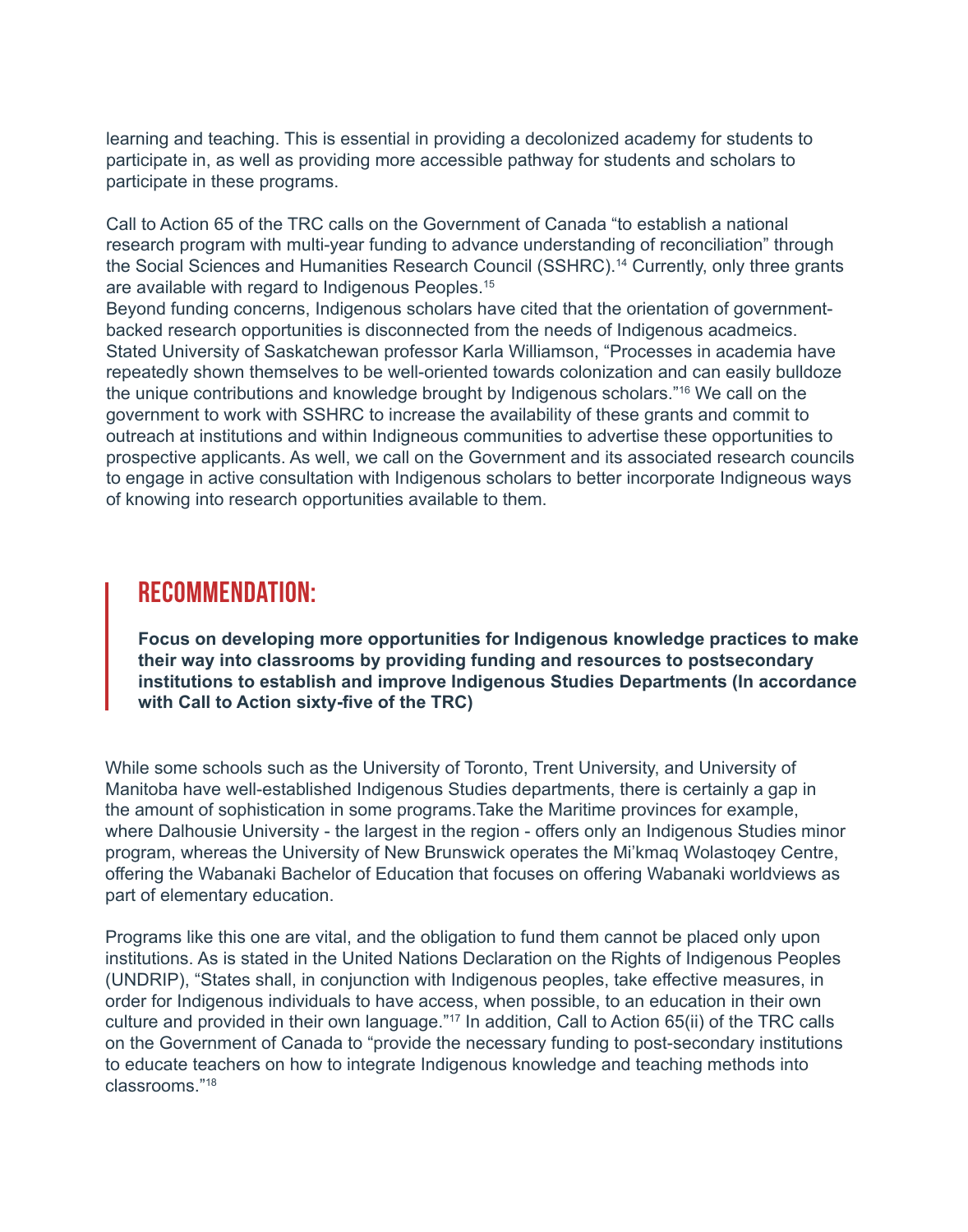learning and teaching. This is essential in providing a decolonized academy for students to participate in, as well as providing more accessible pathway for students and scholars to participate in these programs.

Call to Action 65 of the TRC calls on the Government of Canada "to establish a national research program with multi-year funding to advance understanding of reconciliation" through the Social Sciences and Humanities Research Council (SSHRC).[14] Currently, only three grants are available with regard to Indigenous Peoples.[15]
Beyond funding concerns, Indigenous scholars have cited that the orientation of government-backed research opportunities is disconnected from the needs of Indigenous acadmeics. Stated University of Saskatchewan professor Karla Williamson, "Processes in academia have repeatedly shown themselves to be well-oriented towards colonization and can easily bulldoze the unique contributions and knowledge brought by Indigenous scholars."[16] We call on the government to work with SSHRC to increase the availability of these grants and commit to outreach at institutions and within Indigneous communities to advertise these opportunities to prospective applicants. As well, we call on the Government and its associated research councils to engage in active consultation with Indigenous scholars to better incorporate Indigneous ways of knowing into research opportunities available to them.

## RECOMMENDATION:

**Focus on developing more opportunities for Indigenous knowledge practices to make their way into classrooms by providing funding and resources to postsecondary institutions to establish and improve Indigenous Studies Departments (In accordance with Call to Action sixty-five of the TRC)**

While some schools such as the University of Toronto, Trent University, and University of Manitoba have well-established Indigenous Studies departments, there is certainly a gap in the amount of sophistication in some programs.Take the Maritime provinces for example, where Dalhousie University - the largest in the region - offers only an Indigenous Studies minor program, whereas the University of New Brunswick operates the Mi'kmaq Wolastoqey Centre, offering the Wabanaki Bachelor of Education that focuses on offering Wabanaki worldviews as part of elementary education.

Programs like this one are vital, and the obligation to fund them cannot be placed only upon institutions. As is stated in the United Nations Declaration on the Rights of Indigenous Peoples (UNDRIP), "States shall, in conjunction with Indigenous peoples, take effective measures, in order for Indigenous individuals to have access, when possible, to an education in their own culture and provided in their own language."[17] In addition, Call to Action 65(ii) of the TRC calls on the Government of Canada to "provide the necessary funding to post-secondary institutions to educate teachers on how to integrate Indigenous knowledge and teaching methods into classrooms."[18]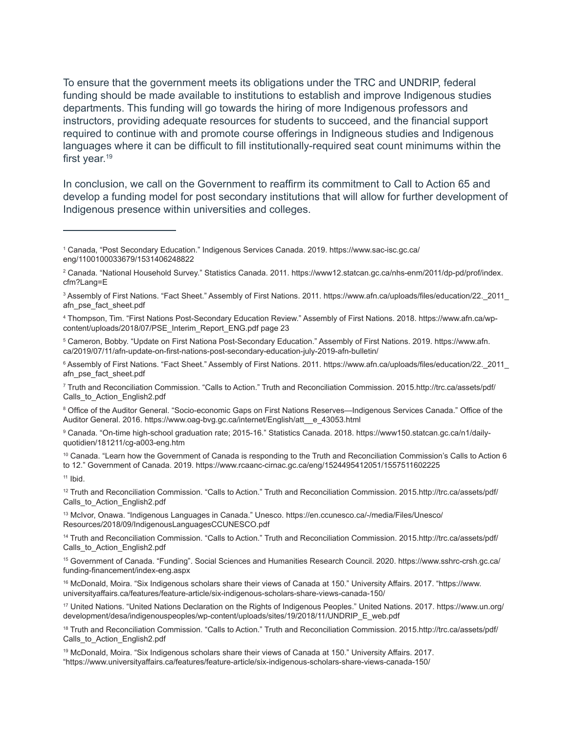To ensure that the government meets its obligations under the TRC and UNDRIP, federal funding should be made available to institutions to establish and improve Indigenous studies departments. This funding will go towards the hiring of more Indigenous professors and instructors, providing adequate resources for students to succeed, and the financial support required to continue with and promote course offerings in Indigneous studies and Indigenous languages where it can be difficult to fill institutionally-required seat count minimums within the first year.[19]

In conclusion, we call on the Government to reaffirm its commitment to Call to Action 65 and develop a funding model for post secondary institutions that will allow for further development of Indigenous presence within universities and colleges.

---

[1] Canada, "Post Secondary Education." Indigenous Services Canada. 2019. https://www.sac-isc.gc.ca/eng/1100100033679/1531406248822

[2] Canada. "National Household Survey." Statistics Canada. 2011. https://www12.statcan.gc.ca/nhs-enm/2011/dp-pd/prof/index.cfm?Lang=E

[3] Assembly of First Nations. "Fact Sheet." Assembly of First Nations. 2011. https://www.afn.ca/uploads/files/education/22._2011_afn_pse_fact_sheet.pdf

[4] Thompson, Tim. "First Nations Post-Secondary Education Review." Assembly of First Nations. 2018. https://www.afn.ca/wp-content/uploads/2018/07/PSE_Interim_Report_ENG.pdf page 23

[5] Cameron, Bobby. "Update on First Nationa Post-Secondary Education." Assembly of First Nations. 2019. https://www.afn.ca/2019/07/11/afn-update-on-first-nations-post-secondary-education-july-2019-afn-bulletin/

[6] Assembly of First Nations. "Fact Sheet." Assembly of First Nations. 2011. https://www.afn.ca/uploads/files/education/22._2011_afn_pse_fact_sheet.pdf

[7] Truth and Reconciliation Commission. "Calls to Action." Truth and Reconciliation Commission. 2015.http://trc.ca/assets/pdf/Calls_to_Action_English2.pdf

[8] Office of the Auditor General. "Socio-economic Gaps on First Nations Reserves—Indigenous Services Canada." Office of the Auditor General. 2016. https://www.oag-bvg.gc.ca/internet/English/att__e_43053.html

[9] Canada. "On-time high-school graduation rate; 2015-16." Statistics Canada. 2018. https://www150.statcan.gc.ca/n1/daily-quotidien/181211/cg-a003-eng.htm

[10] Canada. "Learn how the Government of Canada is responding to the Truth and Reconciliation Commission's Calls to Action 6 to 12." Government of Canada. 2019. https://www.rcaanc-cirnac.gc.ca/eng/1524495412051/1557511602225

[11] Ibid.

[12] Truth and Reconciliation Commission. "Calls to Action." Truth and Reconciliation Commission. 2015.http://trc.ca/assets/pdf/Calls_to_Action_English2.pdf

[13] McIvor, Onawa. "Indigenous Languages in Canada." Unesco. https://en.ccunesco.ca/-/media/Files/Unesco/Resources/2018/09/IndigenousLanguagesCCUNESCO.pdf

[14] Truth and Reconciliation Commission. "Calls to Action." Truth and Reconciliation Commission. 2015.http://trc.ca/assets/pdf/Calls_to_Action_English2.pdf

[15] Government of Canada. "Funding". Social Sciences and Humanities Research Council. 2020. https://www.sshrc-crsh.gc.ca/funding-financement/index-eng.aspx

[16] McDonald, Moira. "Six Indigenous scholars share their views of Canada at 150." University Affairs. 2017. "https://www.universityaffairs.ca/features/feature-article/six-indigenous-scholars-share-views-canada-150/

[17] United Nations. "United Nations Declaration on the Rights of Indigenous Peoples." United Nations. 2017. https://www.un.org/development/desa/indigenouspeoples/wp-content/uploads/sites/19/2018/11/UNDRIP_E_web.pdf

[18] Truth and Reconciliation Commission. "Calls to Action." Truth and Reconciliation Commission. 2015.http://trc.ca/assets/pdf/Calls_to_Action_English2.pdf

[19] McDonald, Moira. "Six Indigenous scholars share their views of Canada at 150." University Affairs. 2017. "https://www.universityaffairs.ca/features/feature-article/six-indigenous-scholars-share-views-canada-150/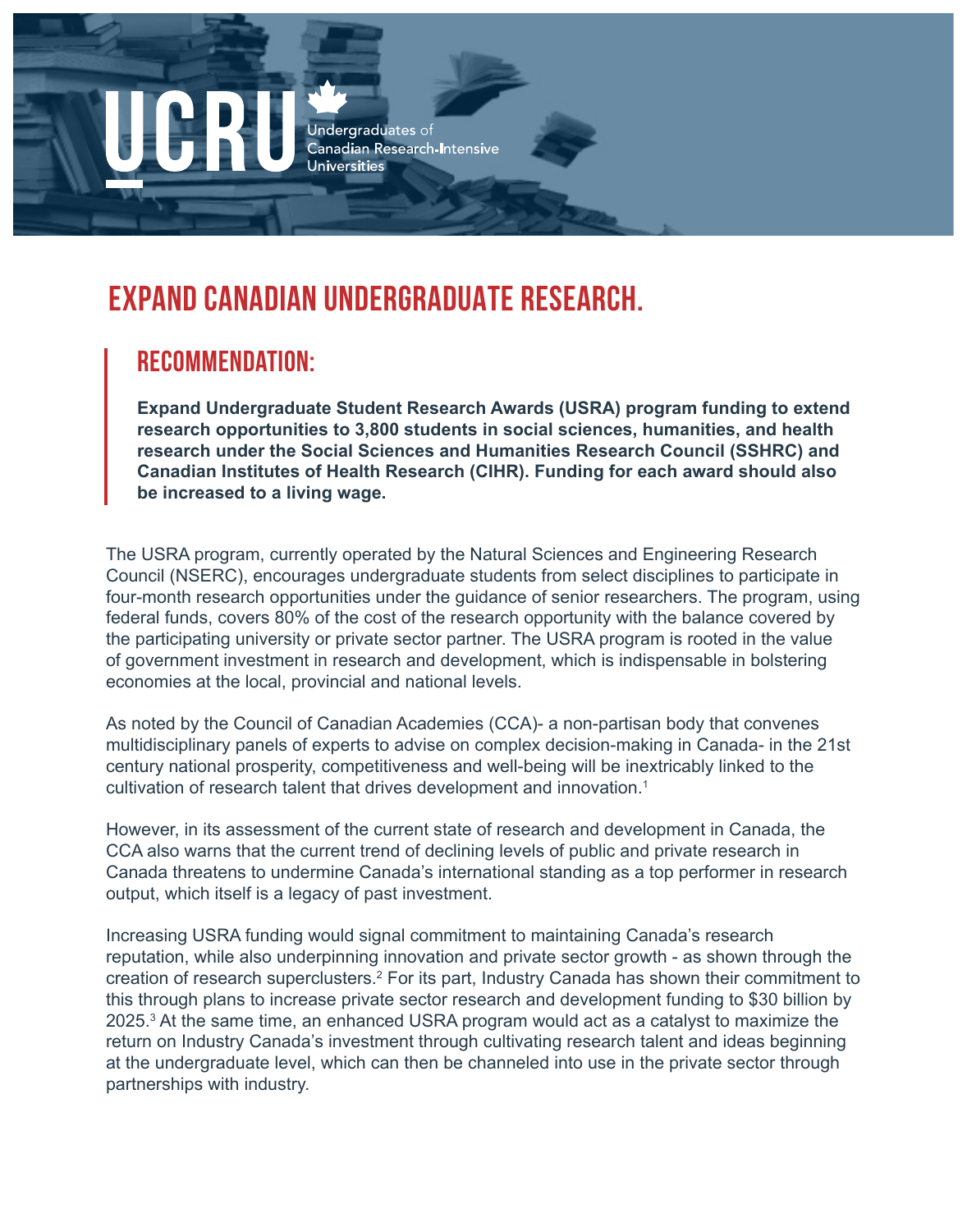UCRU

Undergraduates of Canadian Research-Intensive Universities

# EXPAND CANADIAN UNDERGRADUATE RESEARCH.

## RECOMMENDATION:

**Expand Undergraduate Student Research Awards (USRA) program funding to extend research opportunities to 3,800 students in social sciences, humanities, and health research under the Social Sciences and Humanities Research Council (SSHRC) and Canadian Institutes of Health Research (CIHR). Funding for each award should also be increased to a living wage.**

The USRA program, currently operated by the Natural Sciences and Engineering Research Council (NSERC), encourages undergraduate students from select disciplines to participate in four-month research opportunities under the guidance of senior researchers. The program, using federal funds, covers 80% of the cost of the research opportunity with the balance covered by the participating university or private sector partner. The USRA program is rooted in the value of government investment in research and development, which is indispensable in bolstering economies at the local, provincial and national levels.

As noted by the Council of Canadian Academies (CCA)- a non-partisan body that convenes multidisciplinary panels of experts to advise on complex decision-making in Canada- in the 21st century national prosperity, competitiveness and well-being will be inextricably linked to the cultivation of research talent that drives development and innovation.[1]

However, in its assessment of the current state of research and development in Canada, the CCA also warns that the current trend of declining levels of public and private research in Canada threatens to undermine Canada's international standing as a top performer in research output, which itself is a legacy of past investment.

Increasing USRA funding would signal commitment to maintaining Canada's research reputation, while also underpinning innovation and private sector growth - as shown through the creation of research superclusters.[2] For its part, Industry Canada has shown their commitment to this through plans to increase private sector research and development funding to $30 billion by 2025.[3] At the same time, an enhanced USRA program would act as a catalyst to maximize the return on Industry Canada's investment through cultivating research talent and ideas beginning at the undergraduate level, which can then be channeled into use in the private sector through partnerships with industry.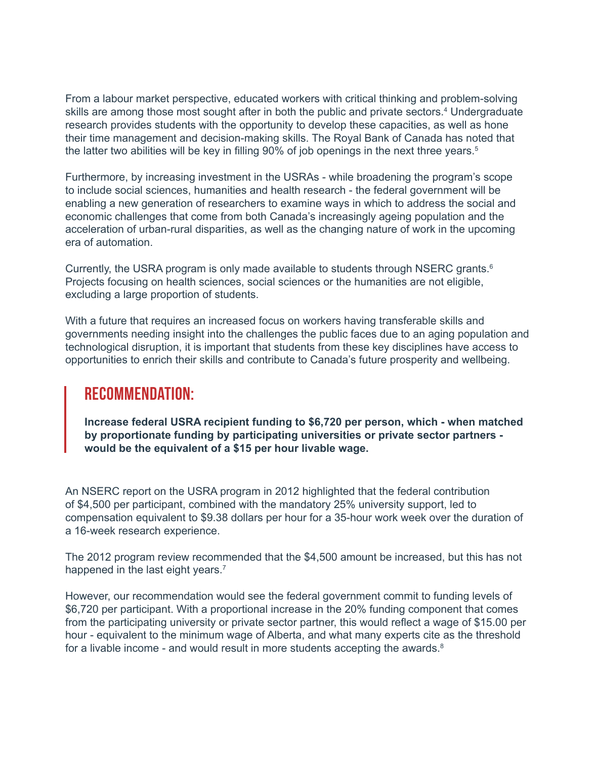From a labour market perspective, educated workers with critical thinking and problem-solving skills are among those most sought after in both the public and private sectors.[4] Undergraduate research provides students with the opportunity to develop these capacities, as well as hone their time management and decision-making skills. The Royal Bank of Canada has noted that the latter two abilities will be key in filling 90% of job openings in the next three years.[5]

Furthermore, by increasing investment in the USRAs - while broadening the program's scope to include social sciences, humanities and health research - the federal government will be enabling a new generation of researchers to examine ways in which to address the social and economic challenges that come from both Canada's increasingly ageing population and the acceleration of urban-rural disparities, as well as the changing nature of work in the upcoming era of automation.

Currently, the USRA program is only made available to students through NSERC grants.[6] Projects focusing on health sciences, social sciences or the humanities are not eligible, excluding a large proportion of students.

With a future that requires an increased focus on workers having transferable skills and governments needing insight into the challenges the public faces due to an aging population and technological disruption, it is important that students from these key disciplines have access to opportunities to enrich their skills and contribute to Canada's future prosperity and wellbeing.

## RECOMMENDATION:

**Increase federal USRA recipient funding to $6,720 per person, which - when matched by proportionate funding by participating universities or private sector partners - would be the equivalent of a $15 per hour livable wage.**

An NSERC report on the USRA program in 2012 highlighted that the federal contribution of $4,500 per participant, combined with the mandatory 25% university support, led to compensation equivalent to $9.38 dollars per hour for a 35-hour work week over the duration of a 16-week research experience.

The 2012 program review recommended that the $4,500 amount be increased, but this has not happened in the last eight years.[7]

However, our recommendation would see the federal government commit to funding levels of $6,720 per participant. With a proportional increase in the 20% funding component that comes from the participating university or private sector partner, this would reflect a wage of $15.00 per hour - equivalent to the minimum wage of Alberta, and what many experts cite as the threshold for a livable income - and would result in more students accepting the awards.[8]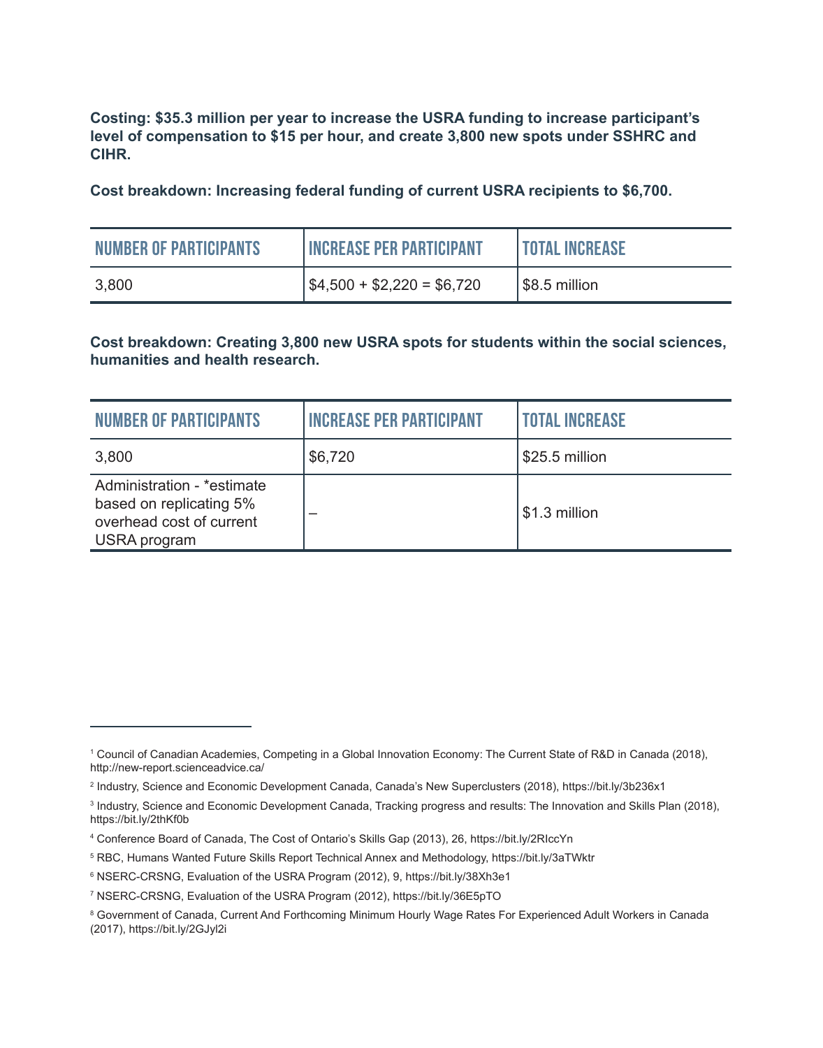**Costing: $35.3 million per year to increase the USRA funding to increase participant's level of compensation to $15 per hour, and create 3,800 new spots under SSHRC and CIHR.**

**Cost breakdown: Increasing federal funding of current USRA recipients to $6,700.**

| NUMBER OF PARTICIPANTS | INCREASE PER PARTICIPANT | TOTAL INCREASE |
|---|---|---|
| 3,800 | $4,500 + $2,220 = $6,720 | $8.5 million |

**Cost breakdown: Creating 3,800 new USRA spots for students within the social sciences, humanities and health research.**

| NUMBER OF PARTICIPANTS | INCREASE PER PARTICIPANT | TOTAL INCREASE |
|---|---|---|
| 3,800 | $6,720 | $25.5 million |
| Administration - *estimate based on replicating 5% overhead cost of current USRA program | – | $1.3 million |

---

[1] Council of Canadian Academies, Competing in a Global Innovation Economy: The Current State of R&D in Canada (2018), http://new-report.scienceadvice.ca/

[2] Industry, Science and Economic Development Canada, Canada's New Superclusters (2018), https://bit.ly/3b236x1

[3] Industry, Science and Economic Development Canada, Tracking progress and results: The Innovation and Skills Plan (2018), https://bit.ly/2thKf0b

[4] Conference Board of Canada, The Cost of Ontario's Skills Gap (2013), 26, https://bit.ly/2RIccYn

[5] RBC, Humans Wanted Future Skills Report Technical Annex and Methodology, https://bit.ly/3aTWktr

[6] NSERC-CRSNG, Evaluation of the USRA Program (2012), 9, https://bit.ly/38Xh3e1

[7] NSERC-CRSNG, Evaluation of the USRA Program (2012), https://bit.ly/36E5pTO

[8] Government of Canada, Current And Forthcoming Minimum Hourly Wage Rates For Experienced Adult Workers in Canada (2017), https://bit.ly/2GJyl2i